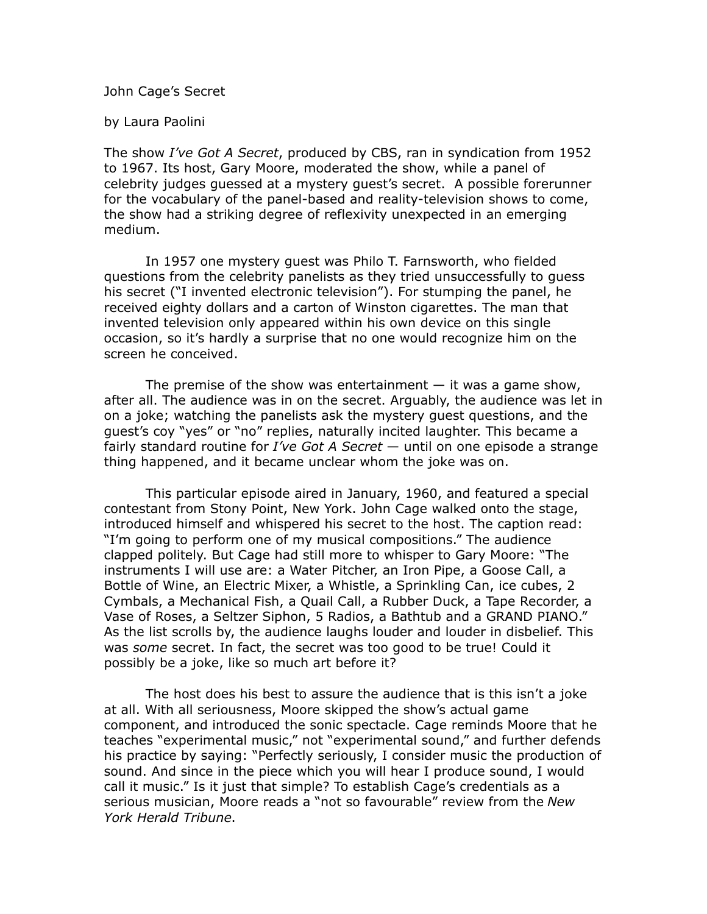# John Cage's Secret

by Laura Paolini

The show *I've Got A Secret*, produced by CBS, ran in syndication from 1952 to 1967. Its host, Gary Moore, moderated the show, while a panel of celebrity judges guessed at a mystery guest's secret. A possible forerunner for the vocabulary of the panel-based and reality-television shows to come, the show had a striking degree of reflexivity unexpected in an emerging medium.

In 1957 one mystery guest was Philo T. Farnsworth, who fielded questions from the celebrity panelists as they tried unsuccessfully to guess his secret ("I invented electronic television"). For stumping the panel, he received eighty dollars and a carton of Winston cigarettes. The man that invented television only appeared within his own device on this single occasion, so it's hardly a surprise that no one would recognize him on the screen he conceived.

The premise of the show was entertainment — it was a game show, after all. The audience was in on the secret. Arguably, the audience was let in on a joke; watching the panelists ask the mystery guest questions, and the guest's coy "yes" or "no" replies, naturally incited laughter. This became a fairly standard routine for *I've Got A Secret* — until on one episode a strange thing happened, and it became unclear whom the joke was on.

This particular episode aired in January, 1960, and featured a special contestant from Stony Point, New York. John Cage walked onto the stage, introduced himself and whispered his secret to the host. The caption read: "I'm going to perform one of my musical compositions." The audience clapped politely. But Cage had still more to whisper to Gary Moore: "The instruments I will use are: a Water Pitcher, an Iron Pipe, a Goose Call, a Bottle of Wine, an Electric Mixer, a Whistle, a Sprinkling Can, ice cubes, 2 Cymbals, a Mechanical Fish, a Quail Call, a Rubber Duck, a Tape Recorder, a Vase of Roses, a Seltzer Siphon, 5 Radios, a Bathtub and a GRAND PIANO." As the list scrolls by, the audience laughs louder and louder in disbelief. This was *some* secret. In fact, the secret was too good to be true! Could it possibly be a joke, like so much art before it?

The host does his best to assure the audience that is this isn't a joke at all. With all seriousness, Moore skipped the show's actual game component, and introduced the sonic spectacle. Cage reminds Moore that he teaches "experimental music," not "experimental sound," and further defends his practice by saying: "Perfectly seriously, I consider music the production of sound. And since in the piece which you will hear I produce sound, I would call it music." Is it just that simple? To establish Cage's credentials as a serious musician, Moore reads a "not so favourable" review from the *New York Herald Tribune*.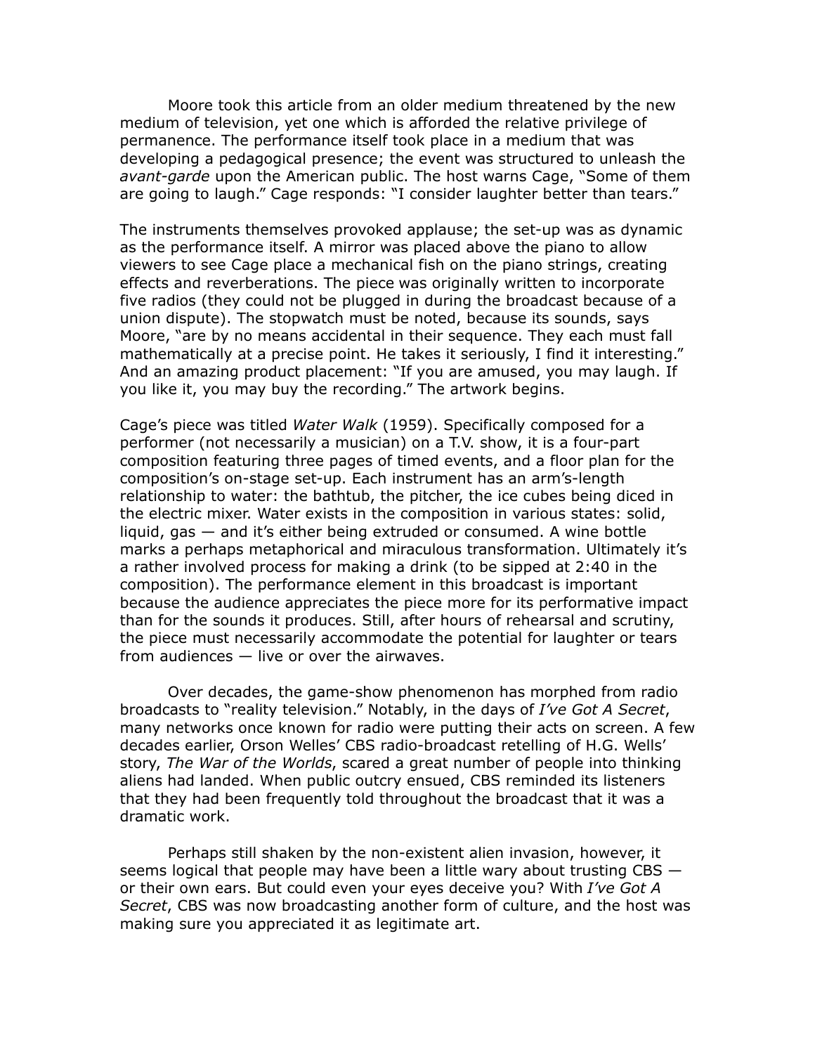Moore took this article from an older medium threatened by the new medium of television, yet one which is afforded the relative privilege of permanence. The performance itself took place in a medium that was developing a pedagogical presence; the event was structured to unleash the *avant-garde* upon the American public. The host warns Cage, "Some of them are going to laugh." Cage responds: "I consider laughter better than tears."

The instruments themselves provoked applause; the set-up was as dynamic as the performance itself. A mirror was placed above the piano to allow viewers to see Cage place a mechanical fish on the piano strings, creating effects and reverberations. The piece was originally written to incorporate five radios (they could not be plugged in during the broadcast because of a union dispute). The stopwatch must be noted, because its sounds, says Moore, "are by no means accidental in their sequence. They each must fall mathematically at a precise point. He takes it seriously, I find it interesting." And an amazing product placement: "If you are amused, you may laugh. If you like it, you may buy the recording." The artwork begins.

Cage's piece was titled *Water Walk* (1959). Specifically composed for a performer (not necessarily a musician) on a T.V. show, it is a four-part composition featuring three pages of timed events, and a floor plan for the composition's on-stage set-up. Each instrument has an arm's-length relationship to water: the bathtub, the pitcher, the ice cubes being diced in the electric mixer. Water exists in the composition in various states: solid, liquid, gas — and it's either being extruded or consumed. A wine bottle marks a perhaps metaphorical and miraculous transformation. Ultimately it's a rather involved process for making a drink (to be sipped at 2:40 in the composition). The performance element in this broadcast is important because the audience appreciates the piece more for its performative impact than for the sounds it produces. Still, after hours of rehearsal and scrutiny, the piece must necessarily accommodate the potential for laughter or tears from audiences — live or over the airwaves.

Over decades, the game-show phenomenon has morphed from radio broadcasts to "reality television." Notably, in the days of *I've Got A Secret*, many networks once known for radio were putting their acts on screen. A few decades earlier, Orson Welles' CBS radio-broadcast retelling of H.G. Wells' story, *The War of the Worlds*, scared a great number of people into thinking aliens had landed. When public outcry ensued, CBS reminded its listeners that they had been frequently told throughout the broadcast that it was a dramatic work.

Perhaps still shaken by the non-existent alien invasion, however, it seems logical that people may have been a little wary about trusting CBS — or their own ears. But could even your eyes deceive you? With *I've Got A Secret*, CBS was now broadcasting another form of culture, and the host was making sure you appreciated it as legitimate art.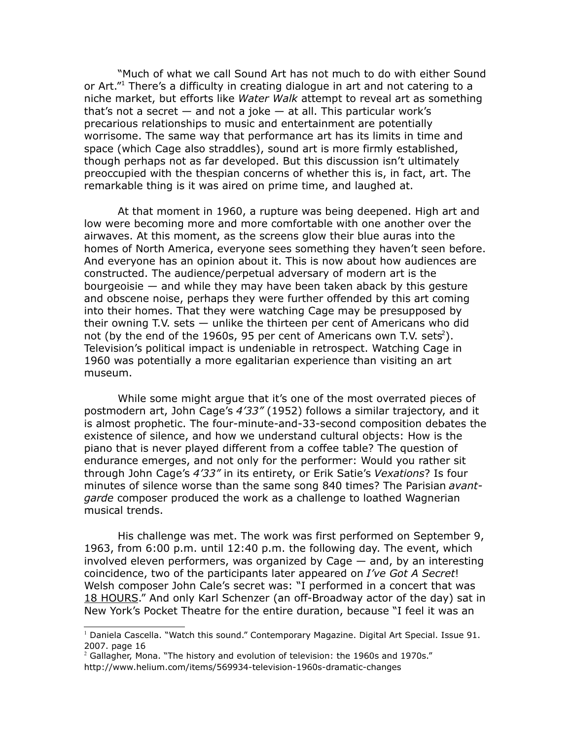"Much of what we call Sound Art has not much to do with either Sound or Art."[1] There's a difficulty in creating dialogue in art and not catering to a niche market, but efforts like *Water Walk* attempt to reveal art as something that's not a secret — and not a joke — at all. This particular work's precarious relationships to music and entertainment are potentially worrisome. The same way that performance art has its limits in time and space (which Cage also straddles), sound art is more firmly established, though perhaps not as far developed. But this discussion isn't ultimately preoccupied with the thespian concerns of whether this is, in fact, art. The remarkable thing is it was aired on prime time, and laughed at.

At that moment in 1960, a rupture was being deepened. High art and low were becoming more and more comfortable with one another over the airwaves. At this moment, as the screens glow their blue auras into the homes of North America, everyone sees something they haven't seen before. And everyone has an opinion about it. This is now about how audiences are constructed. The audience/perpetual adversary of modern art is the bourgeoisie — and while they may have been taken aback by this gesture and obscene noise, perhaps they were further offended by this art coming into their homes. That they were watching Cage may be presupposed by their owning T.V. sets — unlike the thirteen per cent of Americans who did not (by the end of the 1960s, 95 per cent of Americans own T.V. sets[2]). Television's political impact is undeniable in retrospect. Watching Cage in 1960 was potentially a more egalitarian experience than visiting an art museum.

While some might argue that it's one of the most overrated pieces of postmodern art, John Cage's *4'33"* (1952) follows a similar trajectory, and it is almost prophetic. The four-minute-and-33-second composition debates the existence of silence, and how we understand cultural objects: How is the piano that is never played different from a coffee table? The question of endurance emerges, and not only for the performer: Would you rather sit through John Cage's *4'33"* in its entirety, or Erik Satie's *Vexations*? Is four minutes of silence worse than the same song 840 times? The Parisian *avant-garde* composer produced the work as a challenge to loathed Wagnerian musical trends.

His challenge was met. The work was first performed on September 9, 1963, from 6:00 p.m. until 12:40 p.m. the following day. The event, which involved eleven performers, was organized by Cage — and, by an interesting coincidence, two of the participants later appeared on *I've Got A Secret*! Welsh composer John Cale's secret was: "I performed in a concert that was <u>18 HOURS</u>." And only Karl Schenzer (an off-Broadway actor of the day) sat in New York's Pocket Theatre for the entire duration, because "I feel it was an

---

[1] Daniela Cascella. "Watch this sound." Contemporary Magazine. Digital Art Special. Issue 91. 2007. page 16

[2] Gallagher, Mona. "The history and evolution of television: the 1960s and 1970s." http://www.helium.com/items/569934-television-1960s-dramatic-changes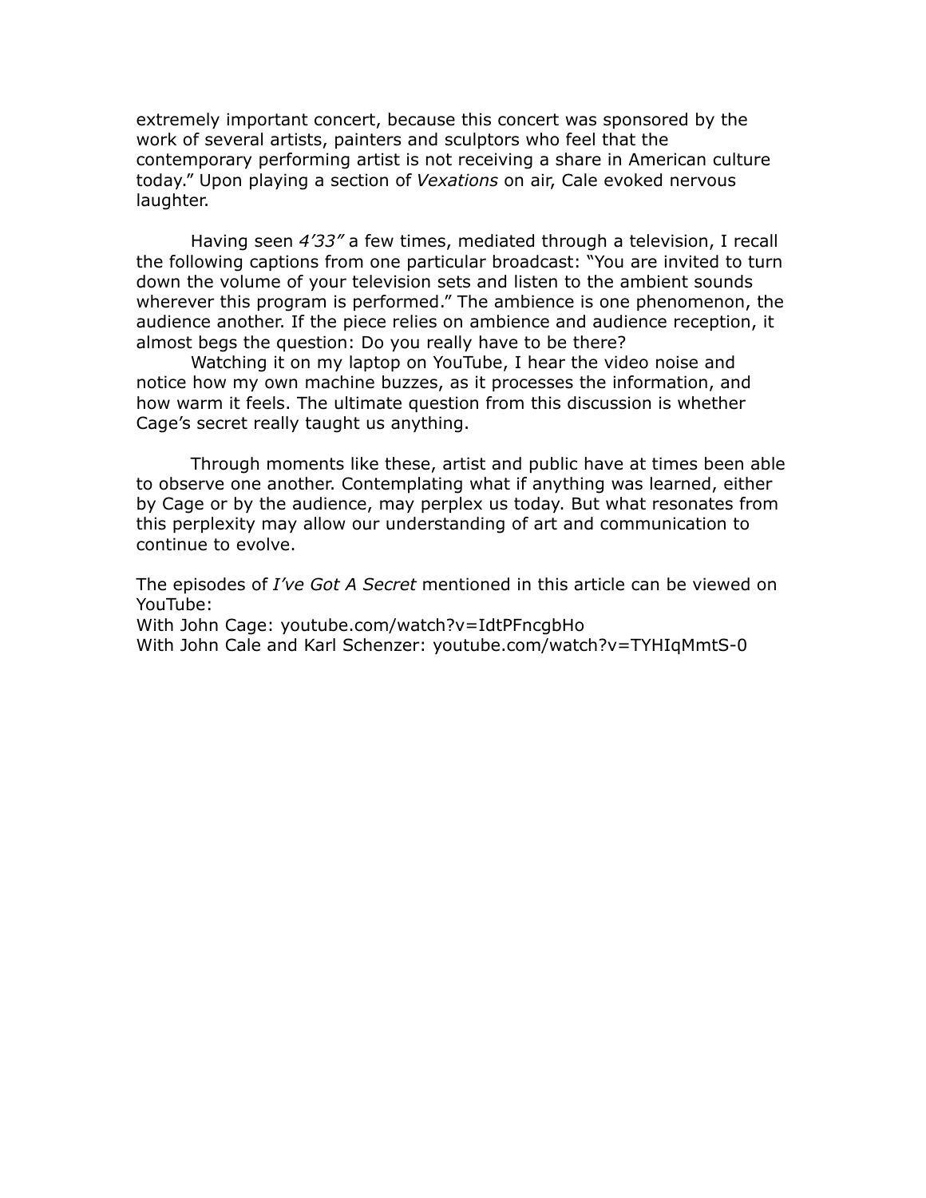extremely important concert, because this concert was sponsored by the work of several artists, painters and sculptors who feel that the contemporary performing artist is not receiving a share in American culture today." Upon playing a section of *Vexations* on air, Cale evoked nervous laughter.

Having seen *4'33"* a few times, mediated through a television, I recall the following captions from one particular broadcast: "You are invited to turn down the volume of your television sets and listen to the ambient sounds wherever this program is performed." The ambience is one phenomenon, the audience another. If the piece relies on ambience and audience reception, it almost begs the question: Do you really have to be there?

Watching it on my laptop on YouTube, I hear the video noise and notice how my own machine buzzes, as it processes the information, and how warm it feels. The ultimate question from this discussion is whether Cage's secret really taught us anything.

Through moments like these, artist and public have at times been able to observe one another. Contemplating what if anything was learned, either by Cage or by the audience, may perplex us today. But what resonates from this perplexity may allow our understanding of art and communication to continue to evolve.

The episodes of *I've Got A Secret* mentioned in this article can be viewed on YouTube:
With John Cage: youtube.com/watch?v=IdtPFncgbHo
With John Cale and Karl Schenzer: youtube.com/watch?v=TYHIqMmtS-0